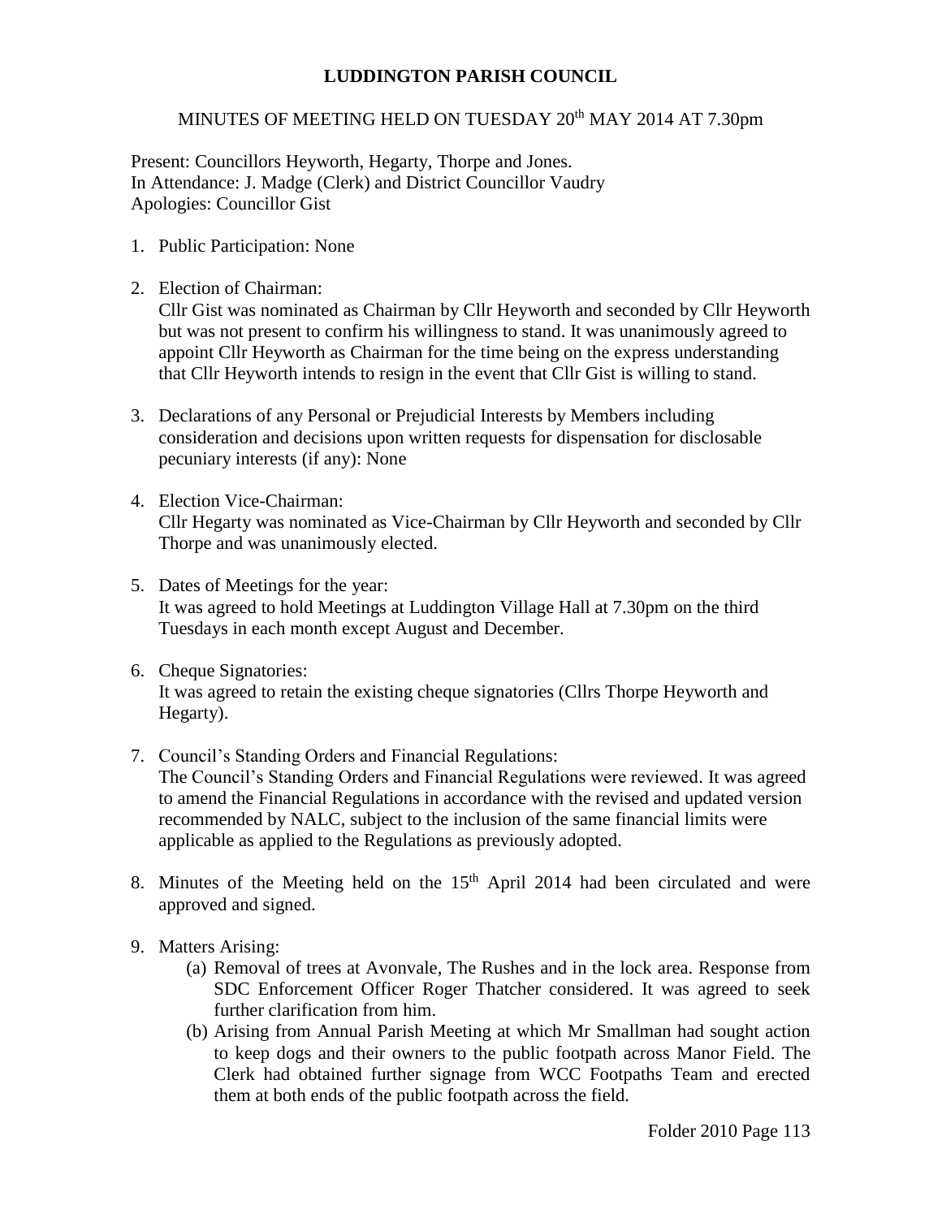# LUDDINGTON PARISH COUNCIL

MINUTES OF MEETING HELD ON TUESDAY 20th MAY 2014 AT 7.30pm

Present: Councillors Heyworth, Hegarty, Thorpe and Jones.
In Attendance: J. Madge (Clerk) and District Councillor Vaudry
Apologies: Councillor Gist

1. Public Participation: None

2. Election of Chairman:
   Cllr Gist was nominated as Chairman by Cllr Heyworth and seconded by Cllr Heyworth but was not present to confirm his willingness to stand. It was unanimously agreed to appoint Cllr Heyworth as Chairman for the time being on the express understanding that Cllr Heyworth intends to resign in the event that Cllr Gist is willing to stand.

3. Declarations of any Personal or Prejudicial Interests by Members including consideration and decisions upon written requests for dispensation for disclosable pecuniary interests (if any): None

4. Election Vice-Chairman:
   Cllr Hegarty was nominated as Vice-Chairman by Cllr Heyworth and seconded by Cllr Thorpe and was unanimously elected.

5. Dates of Meetings for the year:
   It was agreed to hold Meetings at Luddington Village Hall at 7.30pm on the third Tuesdays in each month except August and December.

6. Cheque Signatories:
   It was agreed to retain the existing cheque signatories (Cllrs Thorpe Heyworth and Hegarty).

7. Council's Standing Orders and Financial Regulations:
   The Council's Standing Orders and Financial Regulations were reviewed. It was agreed to amend the Financial Regulations in accordance with the revised and updated version recommended by NALC, subject to the inclusion of the same financial limits were applicable as applied to the Regulations as previously adopted.

8. Minutes of the Meeting held on the 15th April 2014 had been circulated and were approved and signed.

9. Matters Arising:
   (a) Removal of trees at Avonvale, The Rushes and in the lock area. Response from SDC Enforcement Officer Roger Thatcher considered. It was agreed to seek further clarification from him.
   (b) Arising from Annual Parish Meeting at which Mr Smallman had sought action to keep dogs and their owners to the public footpath across Manor Field. The Clerk had obtained further signage from WCC Footpaths Team and erected them at both ends of the public footpath across the field.

Folder 2010 Page 113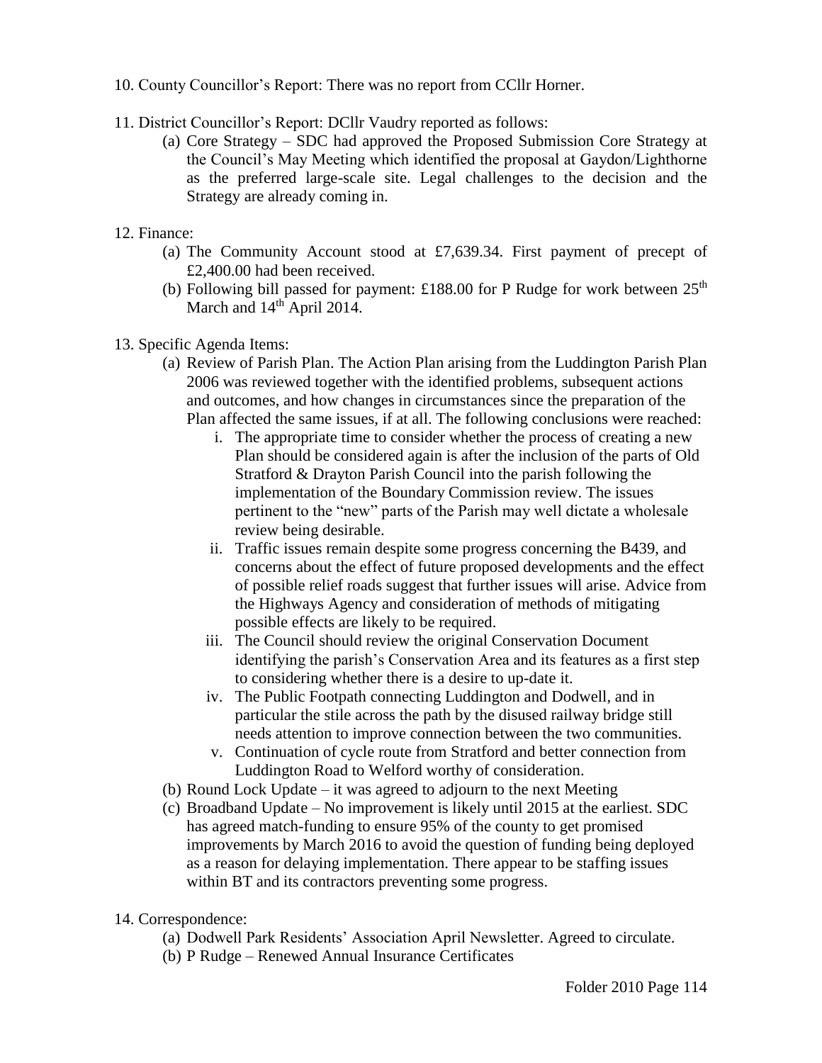10. County Councillor's Report: There was no report from CCllr Horner.

11. District Councillor's Report: DCllr Vaudry reported as follows:
    (a) Core Strategy – SDC had approved the Proposed Submission Core Strategy at the Council's May Meeting which identified the proposal at Gaydon/Lighthorne as the preferred large-scale site. Legal challenges to the decision and the Strategy are already coming in.

12. Finance:
    (a) The Community Account stood at £7,639.34. First payment of precept of £2,400.00 had been received.
    (b) Following bill passed for payment: £188.00 for P Rudge for work between 25th March and 14th April 2014.

13. Specific Agenda Items:
    (a) Review of Parish Plan. The Action Plan arising from the Luddington Parish Plan 2006 was reviewed together with the identified problems, subsequent actions and outcomes, and how changes in circumstances since the preparation of the Plan affected the same issues, if at all. The following conclusions were reached:
        i. The appropriate time to consider whether the process of creating a new Plan should be considered again is after the inclusion of the parts of Old Stratford & Drayton Parish Council into the parish following the implementation of the Boundary Commission review. The issues pertinent to the "new" parts of the Parish may well dictate a wholesale review being desirable.
        ii. Traffic issues remain despite some progress concerning the B439, and concerns about the effect of future proposed developments and the effect of possible relief roads suggest that further issues will arise. Advice from the Highways Agency and consideration of methods of mitigating possible effects are likely to be required.
        iii. The Council should review the original Conservation Document identifying the parish's Conservation Area and its features as a first step to considering whether there is a desire to up-date it.
        iv. The Public Footpath connecting Luddington and Dodwell, and in particular the stile across the path by the disused railway bridge still needs attention to improve connection between the two communities.
        v. Continuation of cycle route from Stratford and better connection from Luddington Road to Welford worthy of consideration.
    (b) Round Lock Update – it was agreed to adjourn to the next Meeting
    (c) Broadband Update – No improvement is likely until 2015 at the earliest. SDC has agreed match-funding to ensure 95% of the county to get promised improvements by March 2016 to avoid the question of funding being deployed as a reason for delaying implementation. There appear to be staffing issues within BT and its contractors preventing some progress.

14. Correspondence:
    (a) Dodwell Park Residents' Association April Newsletter. Agreed to circulate.
    (b) P Rudge – Renewed Annual Insurance Certificates

Folder 2010 Page 114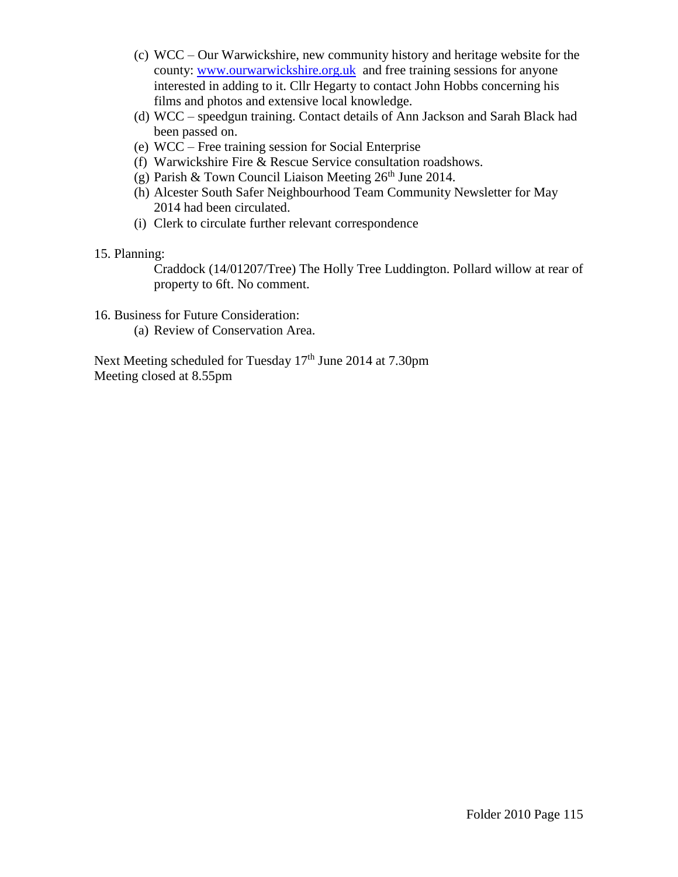(c) WCC – Our Warwickshire, new community history and heritage website for the county: www.ourwarwickshire.org.uk and free training sessions for anyone interested in adding to it. Cllr Hegarty to contact John Hobbs concerning his films and photos and extensive local knowledge.
(d) WCC – speedgun training. Contact details of Ann Jackson and Sarah Black had been passed on.
(e) WCC – Free training session for Social Enterprise
(f) Warwickshire Fire & Rescue Service consultation roadshows.
(g) Parish & Town Council Liaison Meeting 26th June 2014.
(h) Alcester South Safer Neighbourhood Team Community Newsletter for May 2014 had been circulated.
(i) Clerk to circulate further relevant correspondence

15. Planning:

Craddock (14/01207/Tree) The Holly Tree Luddington. Pollard willow at rear of property to 6ft. No comment.

16. Business for Future Consideration:

(a) Review of Conservation Area.

Next Meeting scheduled for Tuesday 17th June 2014 at 7.30pm
Meeting closed at 8.55pm

Folder 2010 Page 115